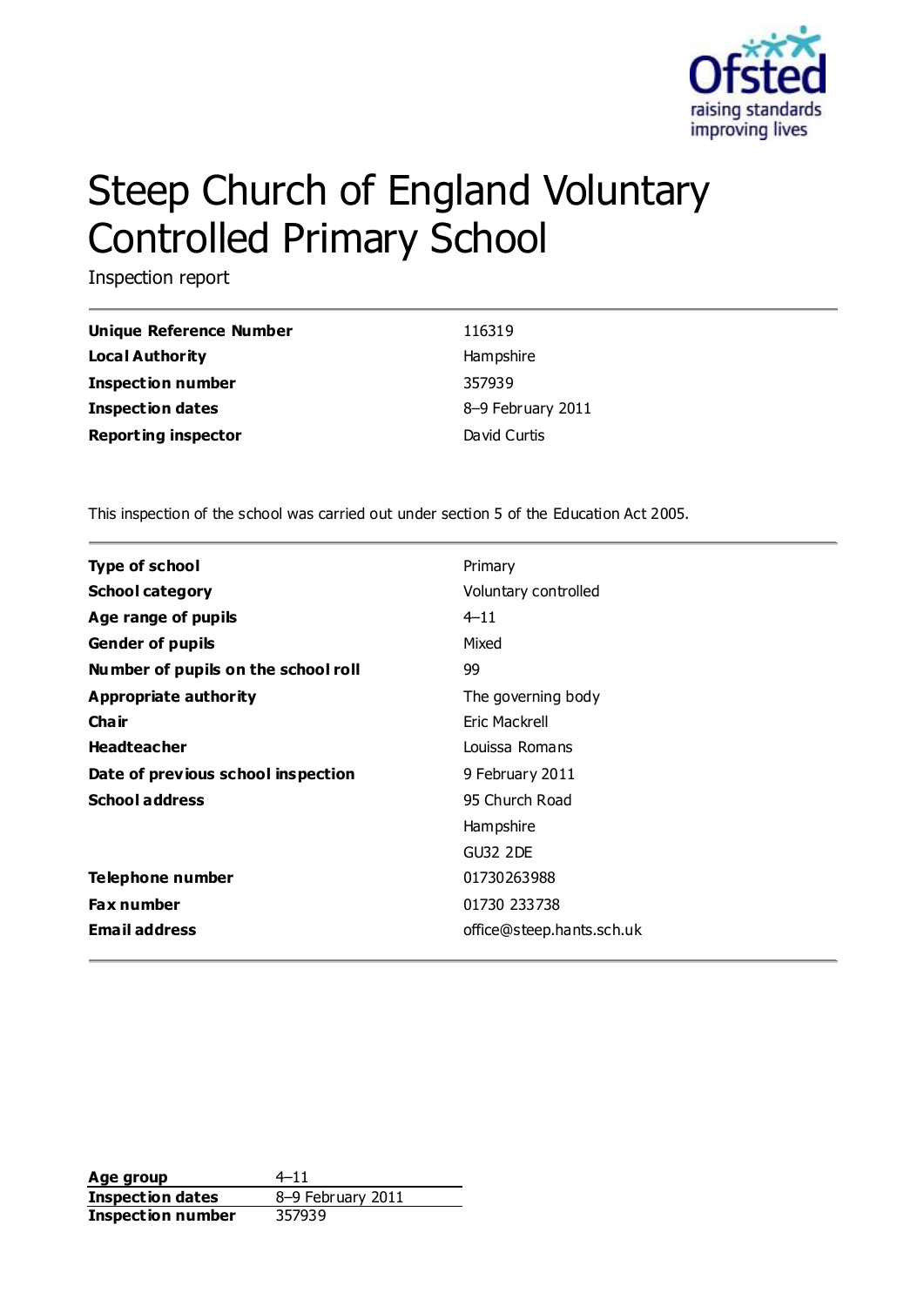# Steep Church of England Voluntary Controlled Primary School

Inspection report

| | |
|---|---|
| **Unique Reference Number** | 116319 |
| **Local Authority** | Hampshire |
| **Inspection number** | 357939 |
| **Inspection dates** | 8–9 February 2011 |
| **Reporting inspector** | David Curtis |

This inspection of the school was carried out under section 5 of the Education Act 2005.

| | |
|---|---|
| **Type of school** | Primary |
| **School category** | Voluntary controlled |
| **Age range of pupils** | 4–11 |
| **Gender of pupils** | Mixed |
| **Number of pupils on the school roll** | 99 |
| **Appropriate authority** | The governing body |
| **Chair** | Eric Mackrell |
| **Headteacher** | Louissa Romans |
| **Date of previous school inspection** | 9 February 2011 |
| **School address** | 95 Church Road<br>Hampshire<br>GU32 2DE |
| **Telephone number** | 01730263988 |
| **Fax number** | 01730 233738 |
| **Email address** | office@steep.hants.sch.uk |

| | |
|---|---|
| **Age group** | 4–11 |
| **Inspection dates** | 8–9 February 2011 |
| **Inspection number** | 357939 |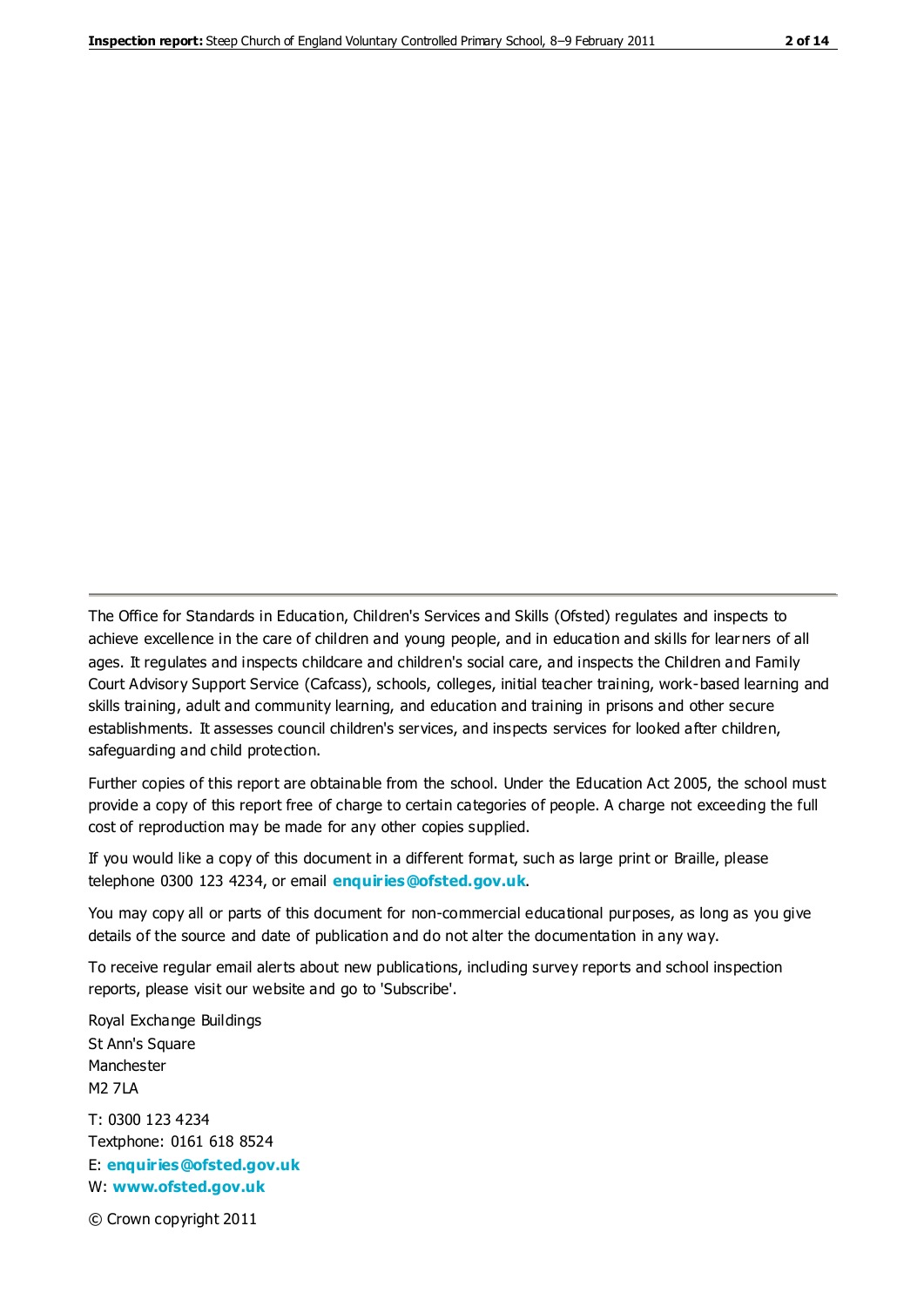The Office for Standards in Education, Children's Services and Skills (Ofsted) regulates and inspects to achieve excellence in the care of children and young people, and in education and skills for learners of all ages. It regulates and inspects childcare and children's social care, and inspects the Children and Family Court Advisory Support Service (Cafcass), schools, colleges, initial teacher training, work-based learning and skills training, adult and community learning, and education and training in prisons and other secure establishments. It assesses council children's services, and inspects services for looked after children, safeguarding and child protection.

Further copies of this report are obtainable from the school. Under the Education Act 2005, the school must provide a copy of this report free of charge to certain categories of people. A charge not exceeding the full cost of reproduction may be made for any other copies supplied.

If you would like a copy of this document in a different format, such as large print or Braille, please telephone 0300 123 4234, or email **enquiries@ofsted.gov.uk**.

You may copy all or parts of this document for non-commercial educational purposes, as long as you give details of the source and date of publication and do not alter the documentation in any way.

To receive regular email alerts about new publications, including survey reports and school inspection reports, please visit our website and go to 'Subscribe'.

Royal Exchange Buildings
St Ann's Square
Manchester
M2 7LA

T: 0300 123 4234
Textphone: 0161 618 8524
E: **enquiries@ofsted.gov.uk**
W: **www.ofsted.gov.uk**

© Crown copyright 2011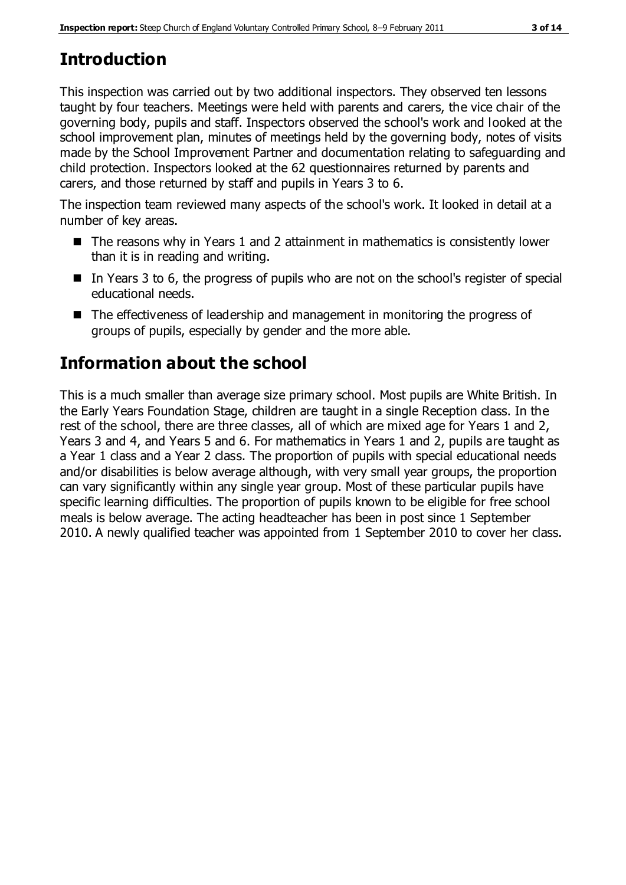## Introduction

This inspection was carried out by two additional inspectors. They observed ten lessons taught by four teachers. Meetings were held with parents and carers, the vice chair of the governing body, pupils and staff. Inspectors observed the school's work and looked at the school improvement plan, minutes of meetings held by the governing body, notes of visits made by the School Improvement Partner and documentation relating to safeguarding and child protection. Inspectors looked at the 62 questionnaires returned by parents and carers, and those returned by staff and pupils in Years 3 to 6.

The inspection team reviewed many aspects of the school's work. It looked in detail at a number of key areas.

- The reasons why in Years 1 and 2 attainment in mathematics is consistently lower than it is in reading and writing.
- In Years 3 to 6, the progress of pupils who are not on the school's register of special educational needs.
- The effectiveness of leadership and management in monitoring the progress of groups of pupils, especially by gender and the more able.

## Information about the school

This is a much smaller than average size primary school. Most pupils are White British. In the Early Years Foundation Stage, children are taught in a single Reception class. In the rest of the school, there are three classes, all of which are mixed age for Years 1 and 2, Years 3 and 4, and Years 5 and 6. For mathematics in Years 1 and 2, pupils are taught as a Year 1 class and a Year 2 class. The proportion of pupils with special educational needs and/or disabilities is below average although, with very small year groups, the proportion can vary significantly within any single year group. Most of these particular pupils have specific learning difficulties. The proportion of pupils known to be eligible for free school meals is below average. The acting headteacher has been in post since 1 September 2010. A newly qualified teacher was appointed from 1 September 2010 to cover her class.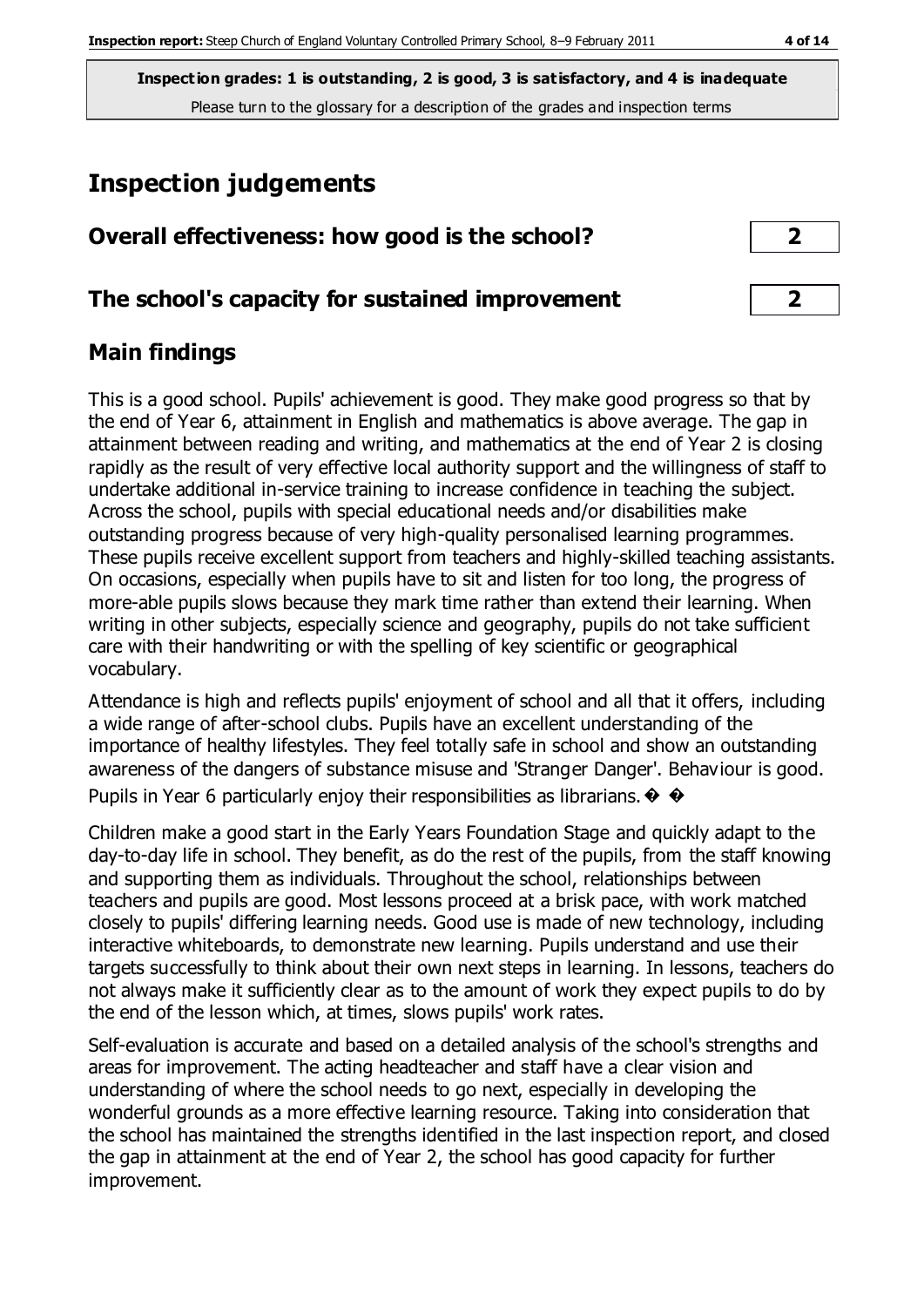**Inspection grades: 1 is outstanding, 2 is good, 3 is satisfactory, and 4 is inadequate**
Please turn to the glossary for a description of the grades and inspection terms

# Inspection judgements

| | |
|---|---|
| **Overall effectiveness: how good is the school?** | **2** |
| **The school's capacity for sustained improvement** | **2** |

## Main findings

This is a good school. Pupils' achievement is good. They make good progress so that by the end of Year 6, attainment in English and mathematics is above average. The gap in attainment between reading and writing, and mathematics at the end of Year 2 is closing rapidly as the result of very effective local authority support and the willingness of staff to undertake additional in-service training to increase confidence in teaching the subject. Across the school, pupils with special educational needs and/or disabilities make outstanding progress because of very high-quality personalised learning programmes. These pupils receive excellent support from teachers and highly-skilled teaching assistants. On occasions, especially when pupils have to sit and listen for too long, the progress of more-able pupils slows because they mark time rather than extend their learning. When writing in other subjects, especially science and geography, pupils do not take sufficient care with their handwriting or with the spelling of key scientific or geographical vocabulary.

Attendance is high and reflects pupils' enjoyment of school and all that it offers, including a wide range of after-school clubs. Pupils have an excellent understanding of the importance of healthy lifestyles. They feel totally safe in school and show an outstanding awareness of the dangers of substance misuse and 'Stranger Danger'. Behaviour is good. Pupils in Year 6 particularly enjoy their responsibilities as librarians. � �

Children make a good start in the Early Years Foundation Stage and quickly adapt to the day-to-day life in school. They benefit, as do the rest of the pupils, from the staff knowing and supporting them as individuals. Throughout the school, relationships between teachers and pupils are good. Most lessons proceed at a brisk pace, with work matched closely to pupils' differing learning needs. Good use is made of new technology, including interactive whiteboards, to demonstrate new learning. Pupils understand and use their targets successfully to think about their own next steps in learning. In lessons, teachers do not always make it sufficiently clear as to the amount of work they expect pupils to do by the end of the lesson which, at times, slows pupils' work rates.

Self-evaluation is accurate and based on a detailed analysis of the school's strengths and areas for improvement. The acting headteacher and staff have a clear vision and understanding of where the school needs to go next, especially in developing the wonderful grounds as a more effective learning resource. Taking into consideration that the school has maintained the strengths identified in the last inspection report, and closed the gap in attainment at the end of Year 2, the school has good capacity for further improvement.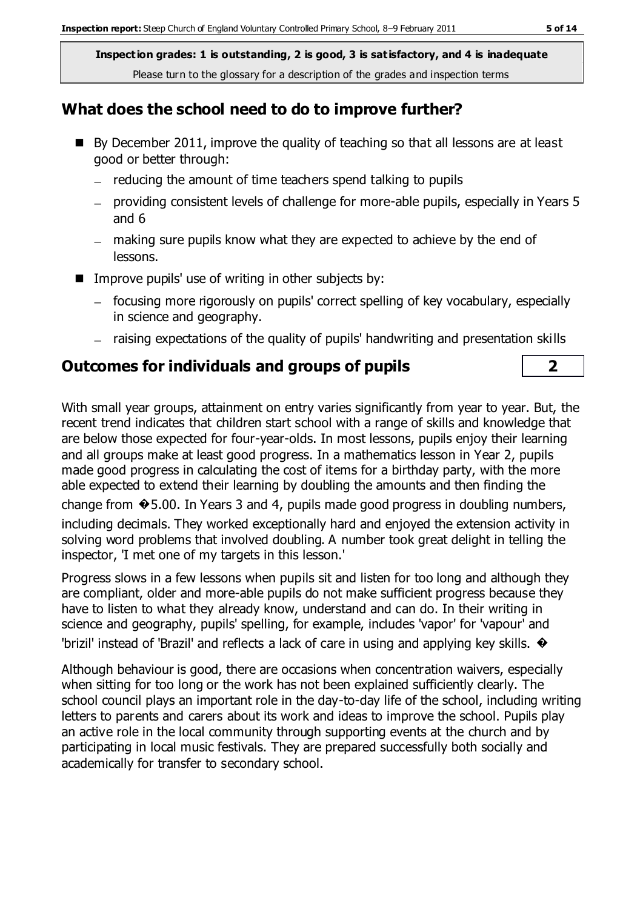**Inspection grades: 1 is outstanding, 2 is good, 3 is satisfactory, and 4 is inadequate**
Please turn to the glossary for a description of the grades and inspection terms

## What does the school need to do to improve further?

- By December 2011, improve the quality of teaching so that all lessons are at least good or better through:
  - reducing the amount of time teachers spend talking to pupils
  - providing consistent levels of challenge for more-able pupils, especially in Years 5 and 6
  - making sure pupils know what they are expected to achieve by the end of lessons.
- Improve pupils' use of writing in other subjects by:
  - focusing more rigorously on pupils' correct spelling of key vocabulary, especially in science and geography.
  - raising expectations of the quality of pupils' handwriting and presentation skills

## Outcomes for individuals and groups of pupils — 2

With small year groups, attainment on entry varies significantly from year to year. But, the recent trend indicates that children start school with a range of skills and knowledge that are below those expected for four-year-olds. In most lessons, pupils enjoy their learning and all groups make at least good progress. In a mathematics lesson in Year 2, pupils made good progress in calculating the cost of items for a birthday party, with the more able expected to extend their learning by doubling the amounts and then finding the change from �5.00. In Years 3 and 4, pupils made good progress in doubling numbers, including decimals. They worked exceptionally hard and enjoyed the extension activity in solving word problems that involved doubling. A number took great delight in telling the inspector, 'I met one of my targets in this lesson.'

Progress slows in a few lessons when pupils sit and listen for too long and although they are compliant, older and more-able pupils do not make sufficient progress because they have to listen to what they already know, understand and can do. In their writing in science and geography, pupils' spelling, for example, includes 'vapor' for 'vapour' and 'brizil' instead of 'Brazil' and reflects a lack of care in using and applying key skills. �

Although behaviour is good, there are occasions when concentration waivers, especially when sitting for too long or the work has not been explained sufficiently clearly. The school council plays an important role in the day-to-day life of the school, including writing letters to parents and carers about its work and ideas to improve the school. Pupils play an active role in the local community through supporting events at the church and by participating in local music festivals. They are prepared successfully both socially and academically for transfer to secondary school.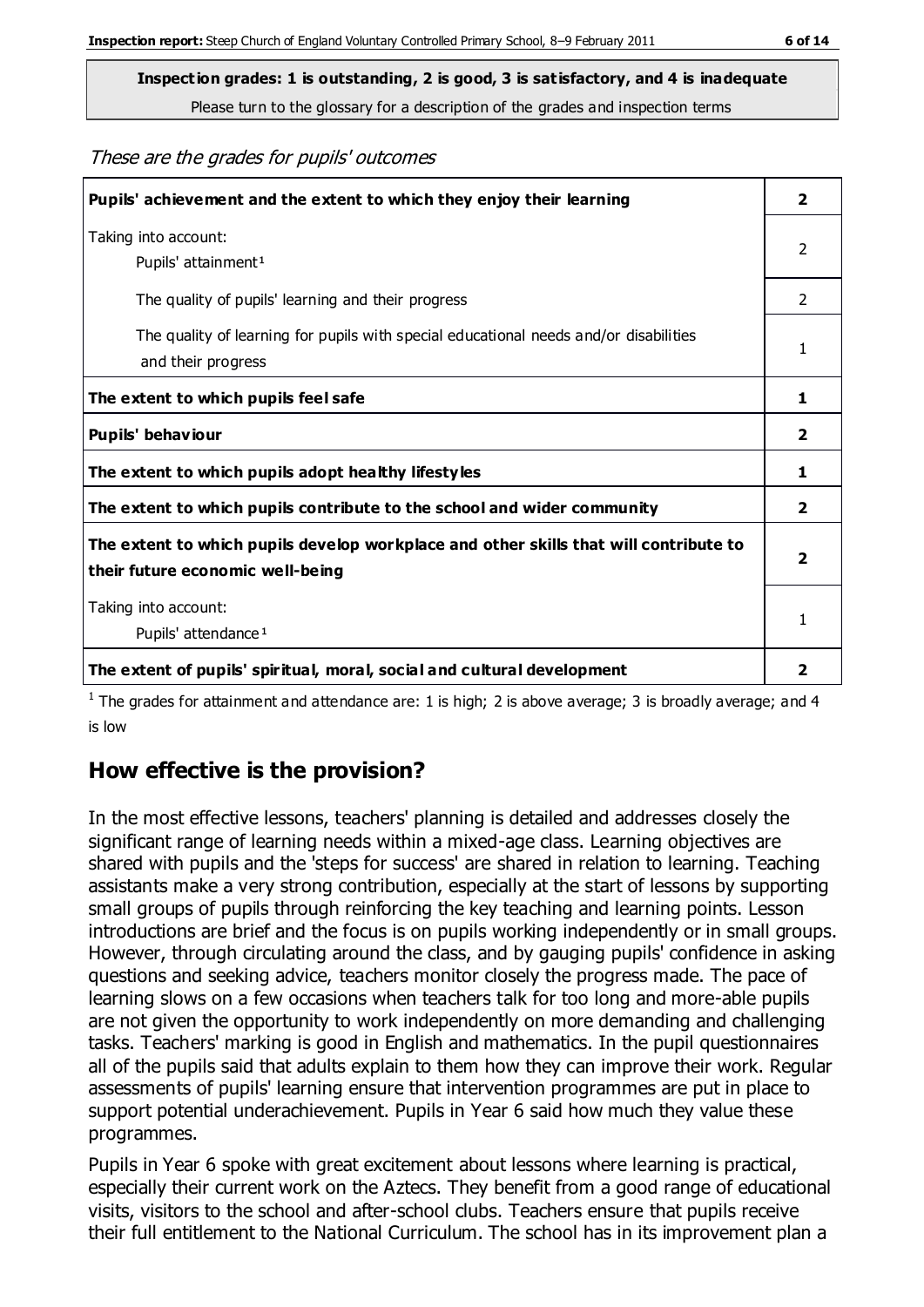**Inspection grades: 1 is outstanding, 2 is good, 3 is satisfactory, and 4 is inadequate**

Please turn to the glossary for a description of the grades and inspection terms

*These are the grades for pupils' outcomes*

| | |
|---|---|
| **Pupils' achievement and the extent to which they enjoy their learning** | **2** |
| Taking into account: Pupils' attainment[1] | 2 |
| The quality of pupils' learning and their progress | 2 |
| The quality of learning for pupils with special educational needs and/or disabilities and their progress | 1 |
| **The extent to which pupils feel safe** | **1** |
| **Pupils' behaviour** | **2** |
| **The extent to which pupils adopt healthy lifestyles** | **1** |
| **The extent to which pupils contribute to the school and wider community** | **2** |
| **The extent to which pupils develop workplace and other skills that will contribute to their future economic well-being** | **2** |
| Taking into account: Pupils' attendance[1] | 1 |
| **The extent of pupils' spiritual, moral, social and cultural development** | **2** |

[1] The grades for attainment and attendance are: 1 is high; 2 is above average; 3 is broadly average; and 4 is low

## How effective is the provision?

In the most effective lessons, teachers' planning is detailed and addresses closely the significant range of learning needs within a mixed-age class. Learning objectives are shared with pupils and the 'steps for success' are shared in relation to learning. Teaching assistants make a very strong contribution, especially at the start of lessons by supporting small groups of pupils through reinforcing the key teaching and learning points. Lesson introductions are brief and the focus is on pupils working independently or in small groups. However, through circulating around the class, and by gauging pupils' confidence in asking questions and seeking advice, teachers monitor closely the progress made. The pace of learning slows on a few occasions when teachers talk for too long and more-able pupils are not given the opportunity to work independently on more demanding and challenging tasks. Teachers' marking is good in English and mathematics. In the pupil questionnaires all of the pupils said that adults explain to them how they can improve their work. Regular assessments of pupils' learning ensure that intervention programmes are put in place to support potential underachievement. Pupils in Year 6 said how much they value these programmes.

Pupils in Year 6 spoke with great excitement about lessons where learning is practical, especially their current work on the Aztecs. They benefit from a good range of educational visits, visitors to the school and after-school clubs. Teachers ensure that pupils receive their full entitlement to the National Curriculum. The school has in its improvement plan a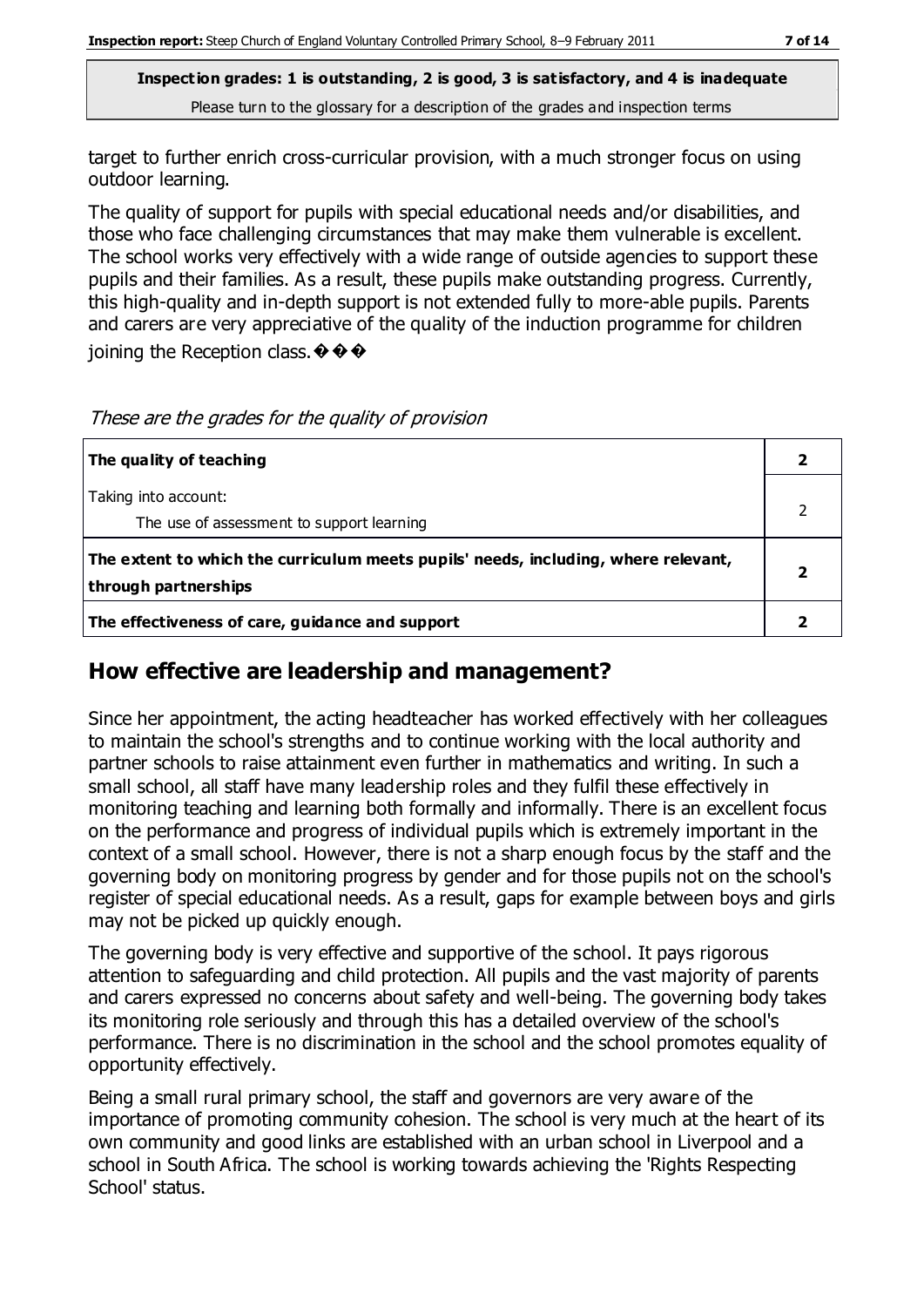target to further enrich cross-curricular provision, with a much stronger focus on using outdoor learning.

The quality of support for pupils with special educational needs and/or disabilities, and those who face challenging circumstances that may make them vulnerable is excellent. The school works very effectively with a wide range of outside agencies to support these pupils and their families. As a result, these pupils make outstanding progress. Currently, this high-quality and in-depth support is not extended fully to more-able pupils. Parents and carers are very appreciative of the quality of the induction programme for children joining the Reception class.���

*These are the grades for the quality of provision*

| | |
|---|---|
| **The quality of teaching** | **2** |
| Taking into account:<br>The use of assessment to support learning | 2 |
| **The extent to which the curriculum meets pupils' needs, including, where relevant, through partnerships** | **2** |
| **The effectiveness of care, guidance and support** | **2** |

## How effective are leadership and management?

Since her appointment, the acting headteacher has worked effectively with her colleagues to maintain the school's strengths and to continue working with the local authority and partner schools to raise attainment even further in mathematics and writing. In such a small school, all staff have many leadership roles and they fulfil these effectively in monitoring teaching and learning both formally and informally. There is an excellent focus on the performance and progress of individual pupils which is extremely important in the context of a small school. However, there is not a sharp enough focus by the staff and the governing body on monitoring progress by gender and for those pupils not on the school's register of special educational needs. As a result, gaps for example between boys and girls may not be picked up quickly enough.

The governing body is very effective and supportive of the school. It pays rigorous attention to safeguarding and child protection. All pupils and the vast majority of parents and carers expressed no concerns about safety and well-being. The governing body takes its monitoring role seriously and through this has a detailed overview of the school's performance. There is no discrimination in the school and the school promotes equality of opportunity effectively.

Being a small rural primary school, the staff and governors are very aware of the importance of promoting community cohesion. The school is very much at the heart of its own community and good links are established with an urban school in Liverpool and a school in South Africa. The school is working towards achieving the 'Rights Respecting School' status.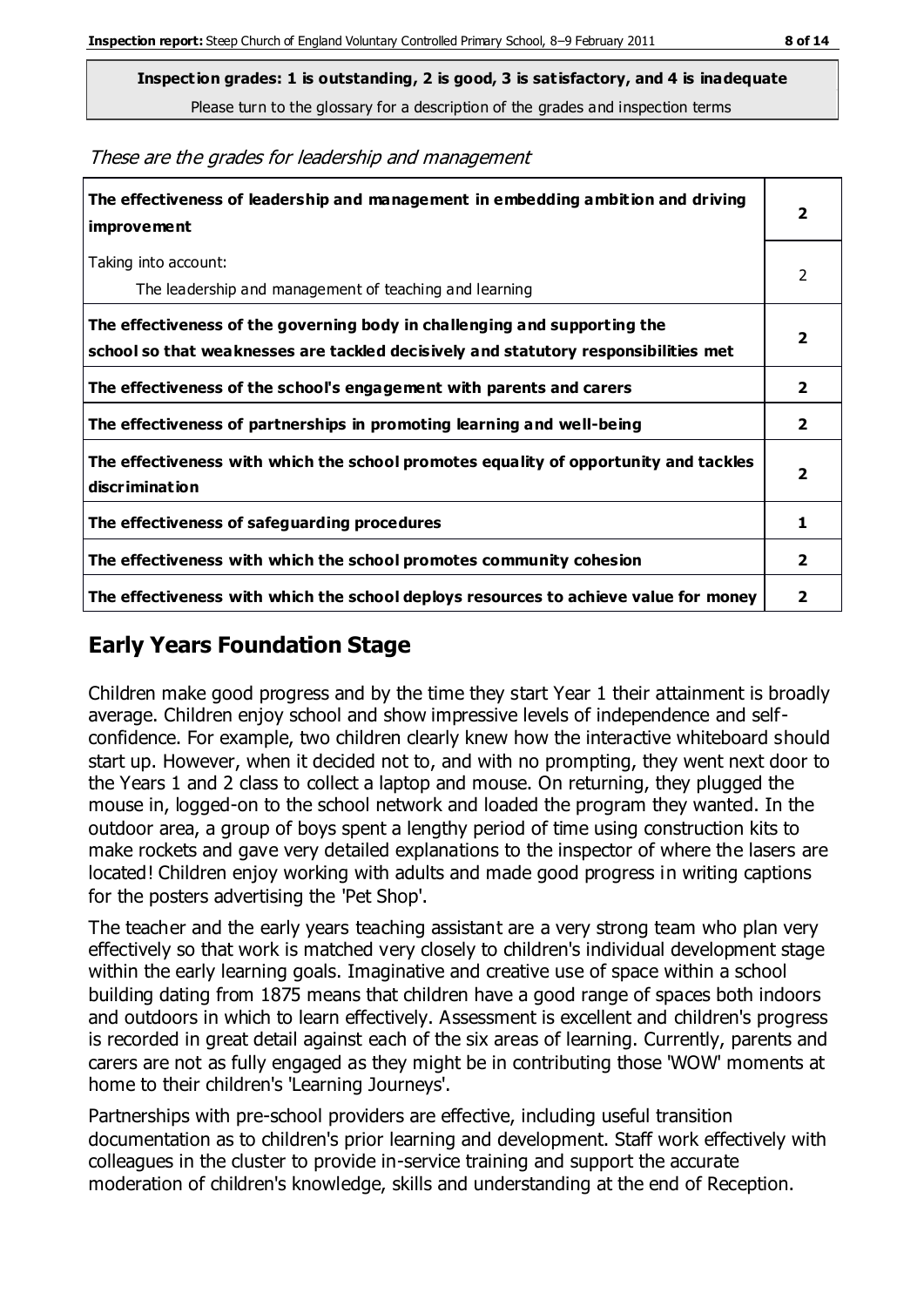**Inspection grades: 1 is outstanding, 2 is good, 3 is satisfactory, and 4 is inadequate**

Please turn to the glossary for a description of the grades and inspection terms

*These are the grades for leadership and management*

| | |
|---|---|
| **The effectiveness of leadership and management in embedding ambition and driving improvement** | **2** |
| Taking into account: The leadership and management of teaching and learning | 2 |
| **The effectiveness of the governing body in challenging and supporting the school so that weaknesses are tackled decisively and statutory responsibilities met** | **2** |
| **The effectiveness of the school's engagement with parents and carers** | **2** |
| **The effectiveness of partnerships in promoting learning and well-being** | **2** |
| **The effectiveness with which the school promotes equality of opportunity and tackles discrimination** | **2** |
| **The effectiveness of safeguarding procedures** | **1** |
| **The effectiveness with which the school promotes community cohesion** | **2** |
| **The effectiveness with which the school deploys resources to achieve value for money** | **2** |

## Early Years Foundation Stage

Children make good progress and by the time they start Year 1 their attainment is broadly average. Children enjoy school and show impressive levels of independence and self-confidence. For example, two children clearly knew how the interactive whiteboard should start up. However, when it decided not to, and with no prompting, they went next door to the Years 1 and 2 class to collect a laptop and mouse. On returning, they plugged the mouse in, logged-on to the school network and loaded the program they wanted. In the outdoor area, a group of boys spent a lengthy period of time using construction kits to make rockets and gave very detailed explanations to the inspector of where the lasers are located! Children enjoy working with adults and made good progress in writing captions for the posters advertising the 'Pet Shop'.

The teacher and the early years teaching assistant are a very strong team who plan very effectively so that work is matched very closely to children's individual development stage within the early learning goals. Imaginative and creative use of space within a school building dating from 1875 means that children have a good range of spaces both indoors and outdoors in which to learn effectively. Assessment is excellent and children's progress is recorded in great detail against each of the six areas of learning. Currently, parents and carers are not as fully engaged as they might be in contributing those 'WOW' moments at home to their children's 'Learning Journeys'.

Partnerships with pre-school providers are effective, including useful transition documentation as to children's prior learning and development. Staff work effectively with colleagues in the cluster to provide in-service training and support the accurate moderation of children's knowledge, skills and understanding at the end of Reception.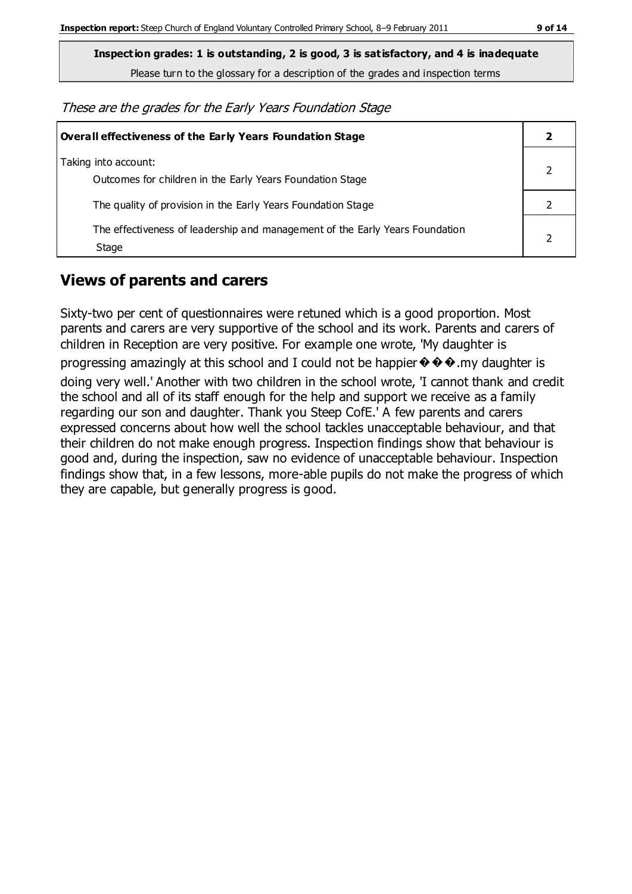**Inspection grades: 1 is outstanding, 2 is good, 3 is satisfactory, and 4 is inadequate**

Please turn to the glossary for a description of the grades and inspection terms

*These are the grades for the Early Years Foundation Stage*

| **Overall effectiveness of the Early Years Foundation Stage** | **2** |
|---|---|
| Taking into account:<br>Outcomes for children in the Early Years Foundation Stage | 2 |
| The quality of provision in the Early Years Foundation Stage | 2 |
| The effectiveness of leadership and management of the Early Years Foundation Stage | 2 |

## Views of parents and carers

Sixty-two per cent of questionnaires were retuned which is a good proportion. Most parents and carers are very supportive of the school and its work. Parents and carers of children in Reception are very positive. For example one wrote, 'My daughter is progressing amazingly at this school and I could not be happier���.my daughter is doing very well.' Another with two children in the school wrote, 'I cannot thank and credit the school and all of its staff enough for the help and support we receive as a family regarding our son and daughter. Thank you Steep CofE.' A few parents and carers expressed concerns about how well the school tackles unacceptable behaviour, and that their children do not make enough progress. Inspection findings show that behaviour is good and, during the inspection, saw no evidence of unacceptable behaviour. Inspection findings show that, in a few lessons, more-able pupils do not make the progress of which they are capable, but generally progress is good.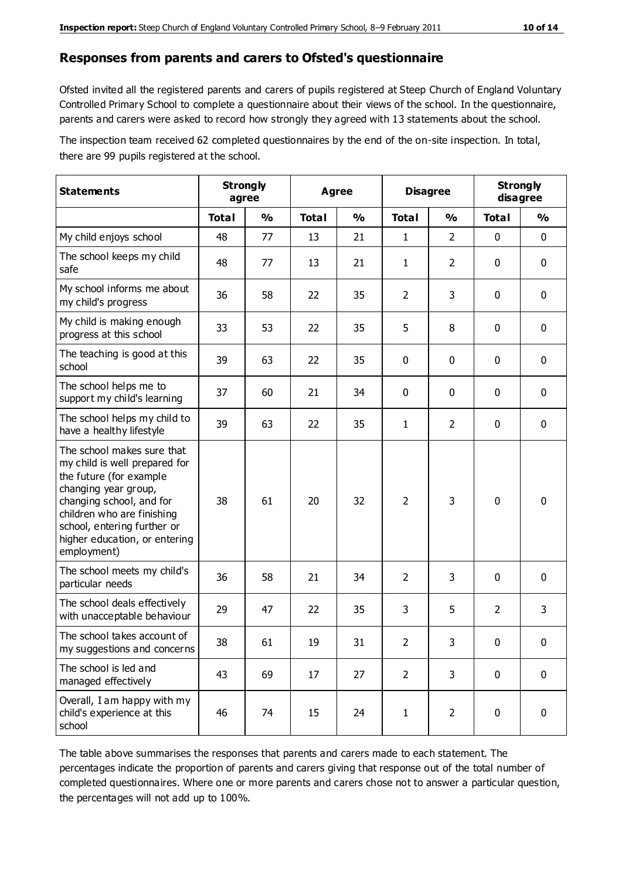## Responses from parents and carers to Ofsted's questionnaire

Ofsted invited all the registered parents and carers of pupils registered at Steep Church of England Voluntary Controlled Primary School to complete a questionnaire about their views of the school. In the questionnaire, parents and carers were asked to record how strongly they agreed with 13 statements about the school.

The inspection team received 62 completed questionnaires by the end of the on-site inspection. In total, there are 99 pupils registered at the school.

| Statements | Strongly agree | | Agree | | Disagree | | Strongly disagree | |
|---|---|---|---|---|---|---|---|---|
| | **Total** | **%** | **Total** | **%** | **Total** | **%** | **Total** | **%** |
| My child enjoys school | 48 | 77 | 13 | 21 | 1 | 2 | 0 | 0 |
| The school keeps my child safe | 48 | 77 | 13 | 21 | 1 | 2 | 0 | 0 |
| My school informs me about my child's progress | 36 | 58 | 22 | 35 | 2 | 3 | 0 | 0 |
| My child is making enough progress at this school | 33 | 53 | 22 | 35 | 5 | 8 | 0 | 0 |
| The teaching is good at this school | 39 | 63 | 22 | 35 | 0 | 0 | 0 | 0 |
| The school helps me to support my child's learning | 37 | 60 | 21 | 34 | 0 | 0 | 0 | 0 |
| The school helps my child to have a healthy lifestyle | 39 | 63 | 22 | 35 | 1 | 2 | 0 | 0 |
| The school makes sure that my child is well prepared for the future (for example changing year group, changing school, and for children who are finishing school, entering further or higher education, or entering employment) | 38 | 61 | 20 | 32 | 2 | 3 | 0 | 0 |
| The school meets my child's particular needs | 36 | 58 | 21 | 34 | 2 | 3 | 0 | 0 |
| The school deals effectively with unacceptable behaviour | 29 | 47 | 22 | 35 | 3 | 5 | 2 | 3 |
| The school takes account of my suggestions and concerns | 38 | 61 | 19 | 31 | 2 | 3 | 0 | 0 |
| The school is led and managed effectively | 43 | 69 | 17 | 27 | 2 | 3 | 0 | 0 |
| Overall, I am happy with my child's experience at this school | 46 | 74 | 15 | 24 | 1 | 2 | 0 | 0 |

The table above summarises the responses that parents and carers made to each statement. The percentages indicate the proportion of parents and carers giving that response out of the total number of completed questionnaires. Where one or more parents and carers chose not to answer a particular question, the percentages will not add up to 100%.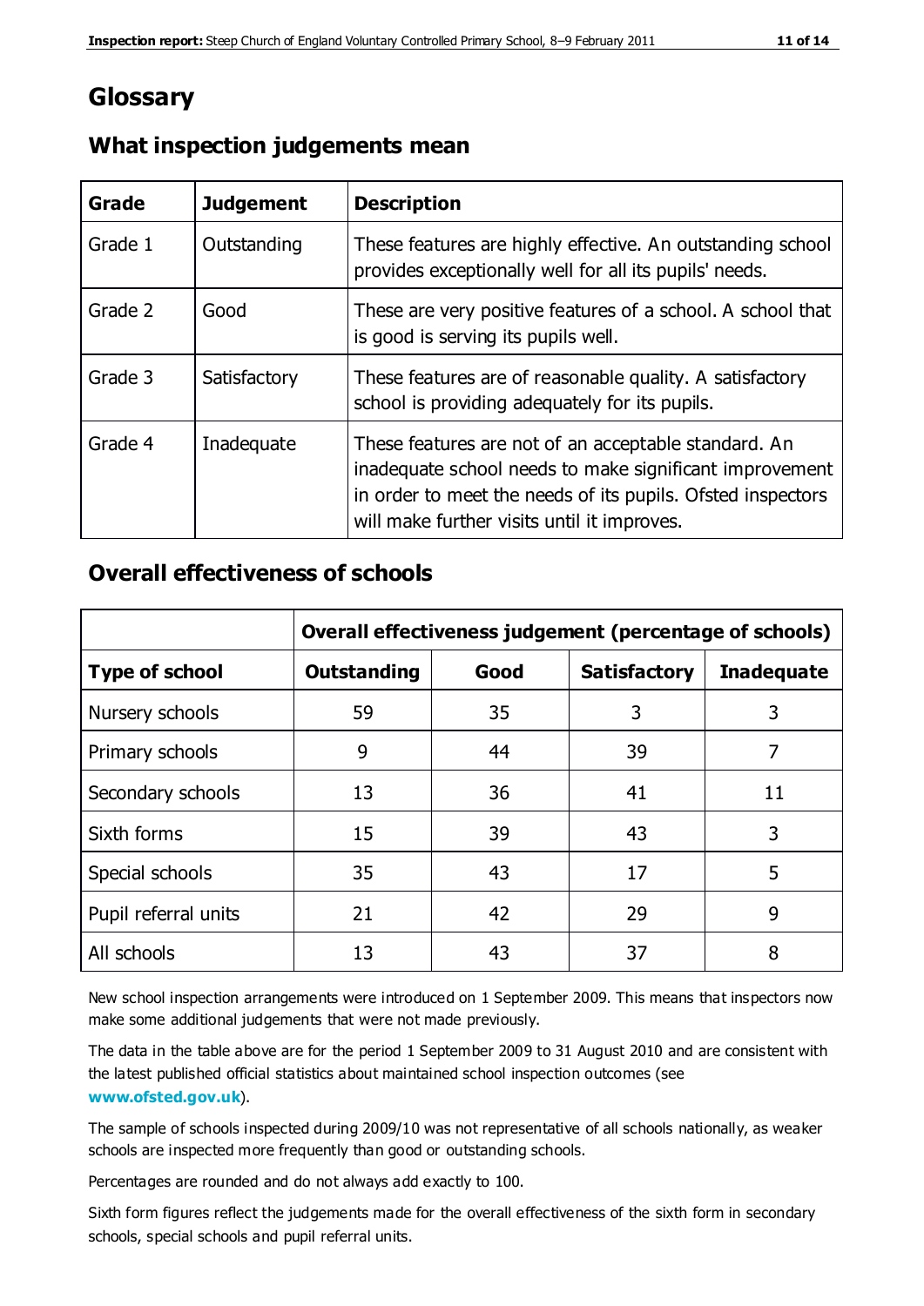# Glossary

## What inspection judgements mean

| Grade | Judgement | Description |
|---|---|---|
| Grade 1 | Outstanding | These features are highly effective. An outstanding school provides exceptionally well for all its pupils' needs. |
| Grade 2 | Good | These are very positive features of a school. A school that is good is serving its pupils well. |
| Grade 3 | Satisfactory | These features are of reasonable quality. A satisfactory school is providing adequately for its pupils. |
| Grade 4 | Inadequate | These features are not of an acceptable standard. An inadequate school needs to make significant improvement in order to meet the needs of its pupils. Ofsted inspectors will make further visits until it improves. |

## Overall effectiveness of schools

| | Overall effectiveness judgement (percentage of schools) | | | |
|---|---|---|---|---|
| **Type of school** | **Outstanding** | **Good** | **Satisfactory** | **Inadequate** |
| Nursery schools | 59 | 35 | 3 | 3 |
| Primary schools | 9 | 44 | 39 | 7 |
| Secondary schools | 13 | 36 | 41 | 11 |
| Sixth forms | 15 | 39 | 43 | 3 |
| Special schools | 35 | 43 | 17 | 5 |
| Pupil referral units | 21 | 42 | 29 | 9 |
| All schools | 13 | 43 | 37 | 8 |

New school inspection arrangements were introduced on 1 September 2009. This means that inspectors now make some additional judgements that were not made previously.

The data in the table above are for the period 1 September 2009 to 31 August 2010 and are consistent with the latest published official statistics about maintained school inspection outcomes (see **www.ofsted.gov.uk**).

The sample of schools inspected during 2009/10 was not representative of all schools nationally, as weaker schools are inspected more frequently than good or outstanding schools.

Percentages are rounded and do not always add exactly to 100.

Sixth form figures reflect the judgements made for the overall effectiveness of the sixth form in secondary schools, special schools and pupil referral units.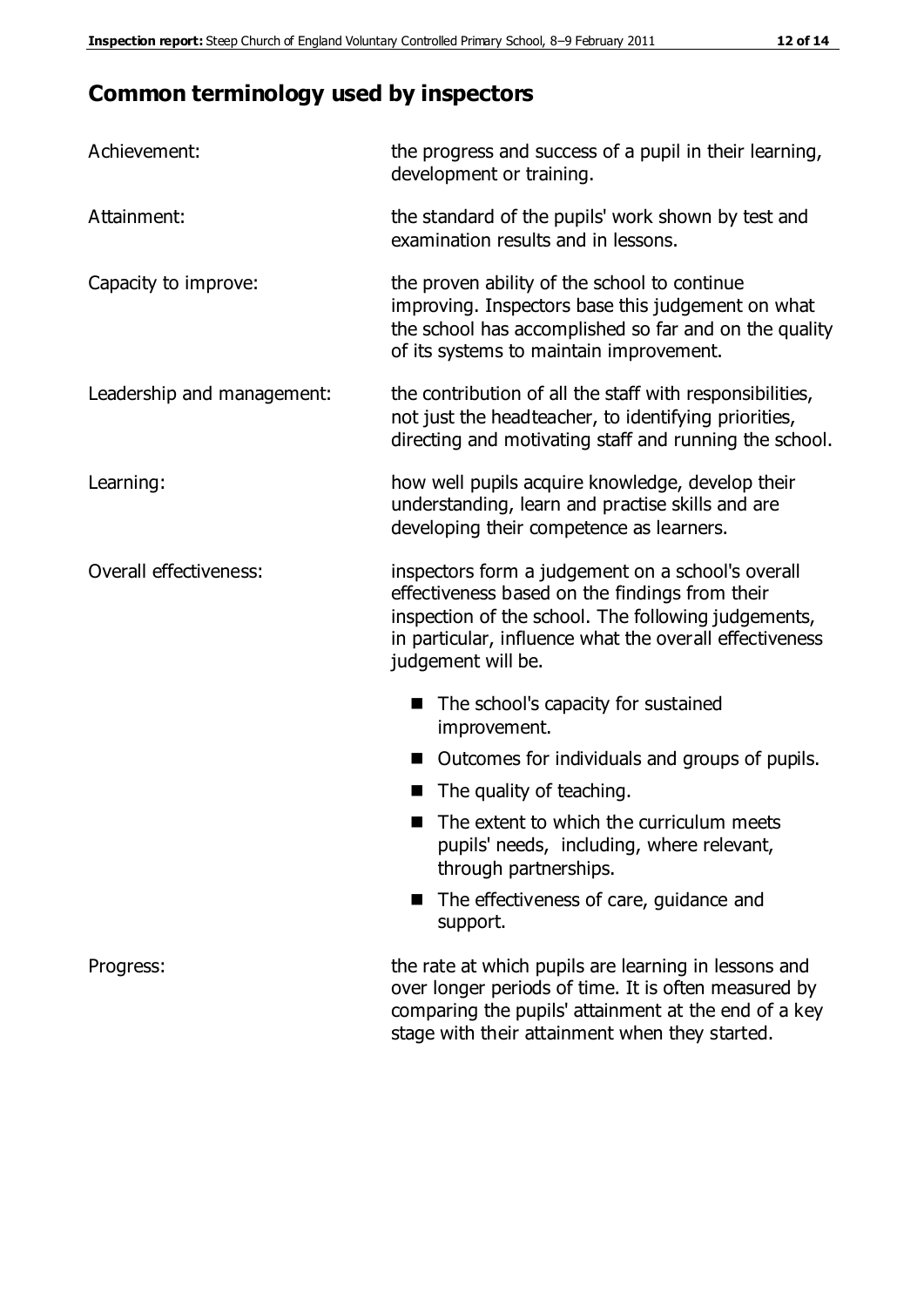## Common terminology used by inspectors

**Achievement:** the progress and success of a pupil in their learning, development or training.

**Attainment:** the standard of the pupils' work shown by test and examination results and in lessons.

**Capacity to improve:** the proven ability of the school to continue improving. Inspectors base this judgement on what the school has accomplished so far and on the quality of its systems to maintain improvement.

**Leadership and management:** the contribution of all the staff with responsibilities, not just the headteacher, to identifying priorities, directing and motivating staff and running the school.

**Learning:** how well pupils acquire knowledge, develop their understanding, learn and practise skills and are developing their competence as learners.

**Overall effectiveness:** inspectors form a judgement on a school's overall effectiveness based on the findings from their inspection of the school. The following judgements, in particular, influence what the overall effectiveness judgement will be.

- The school's capacity for sustained improvement.
- Outcomes for individuals and groups of pupils.
- The quality of teaching.
- The extent to which the curriculum meets pupils' needs, including, where relevant, through partnerships.
- The effectiveness of care, guidance and support.

**Progress:** the rate at which pupils are learning in lessons and over longer periods of time. It is often measured by comparing the pupils' attainment at the end of a key stage with their attainment when they started.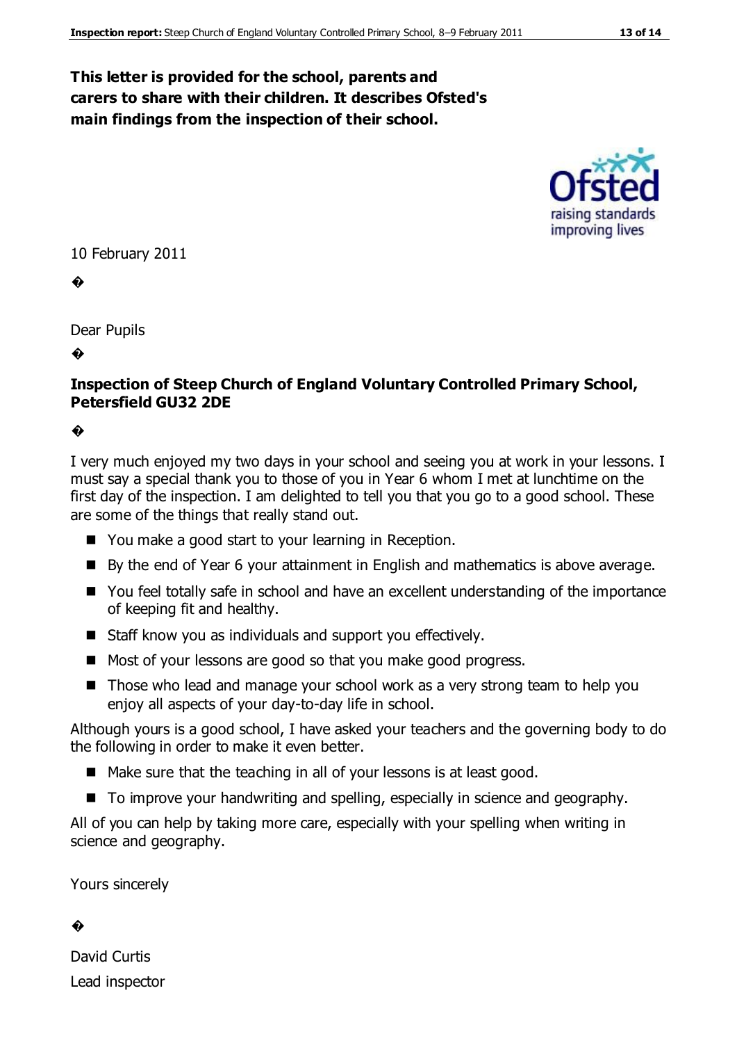**This letter is provided for the school, parents and carers to share with their children. It describes Ofsted's main findings from the inspection of their school.**

10 February 2011

Dear Pupils

**Inspection of Steep Church of England Voluntary Controlled Primary School, Petersfield GU32 2DE**

I very much enjoyed my two days in your school and seeing you at work in your lessons. I must say a special thank you to those of you in Year 6 whom I met at lunchtime on the first day of the inspection. I am delighted to tell you that you go to a good school. These are some of the things that really stand out.

- You make a good start to your learning in Reception.
- By the end of Year 6 your attainment in English and mathematics is above average.
- You feel totally safe in school and have an excellent understanding of the importance of keeping fit and healthy.
- Staff know you as individuals and support you effectively.
- Most of your lessons are good so that you make good progress.
- Those who lead and manage your school work as a very strong team to help you enjoy all aspects of your day-to-day life in school.

Although yours is a good school, I have asked your teachers and the governing body to do the following in order to make it even better.

- Make sure that the teaching in all of your lessons is at least good.
- To improve your handwriting and spelling, especially in science and geography.

All of you can help by taking more care, especially with your spelling when writing in science and geography.

Yours sincerely

David Curtis
Lead inspector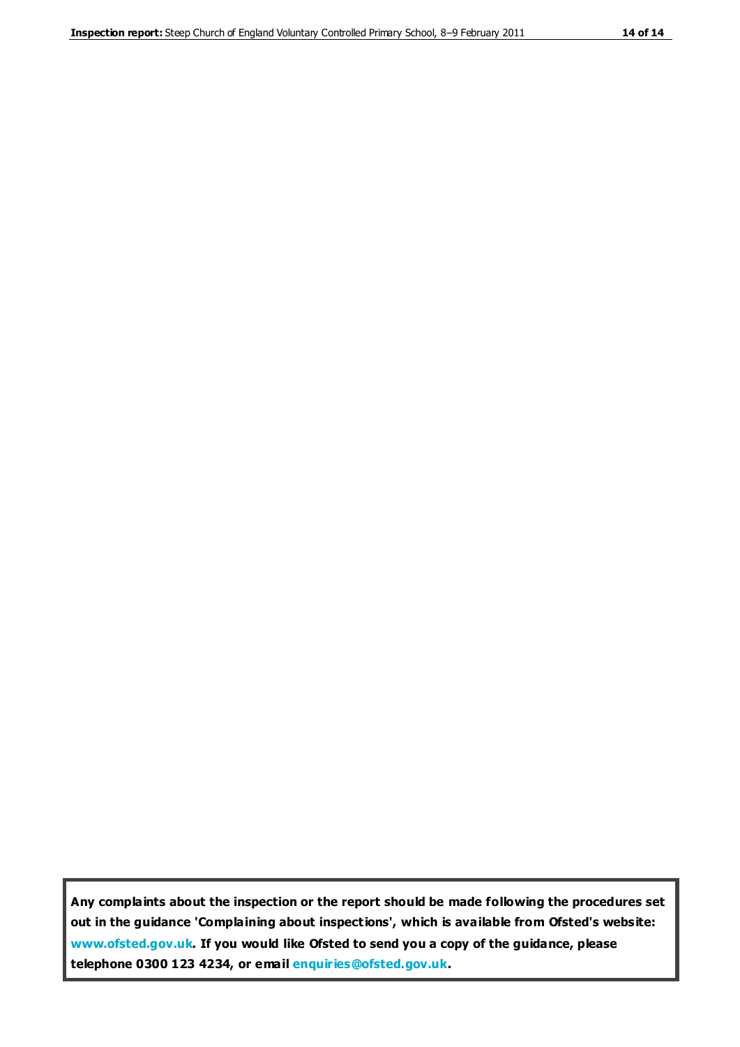**Any complaints about the inspection or the report should be made following the procedures set out in the guidance 'Complaining about inspections', which is available from Ofsted's website: www.ofsted.gov.uk. If you would like Ofsted to send you a copy of the guidance, please telephone 0300 123 4234, or email enquiries@ofsted.gov.uk.**